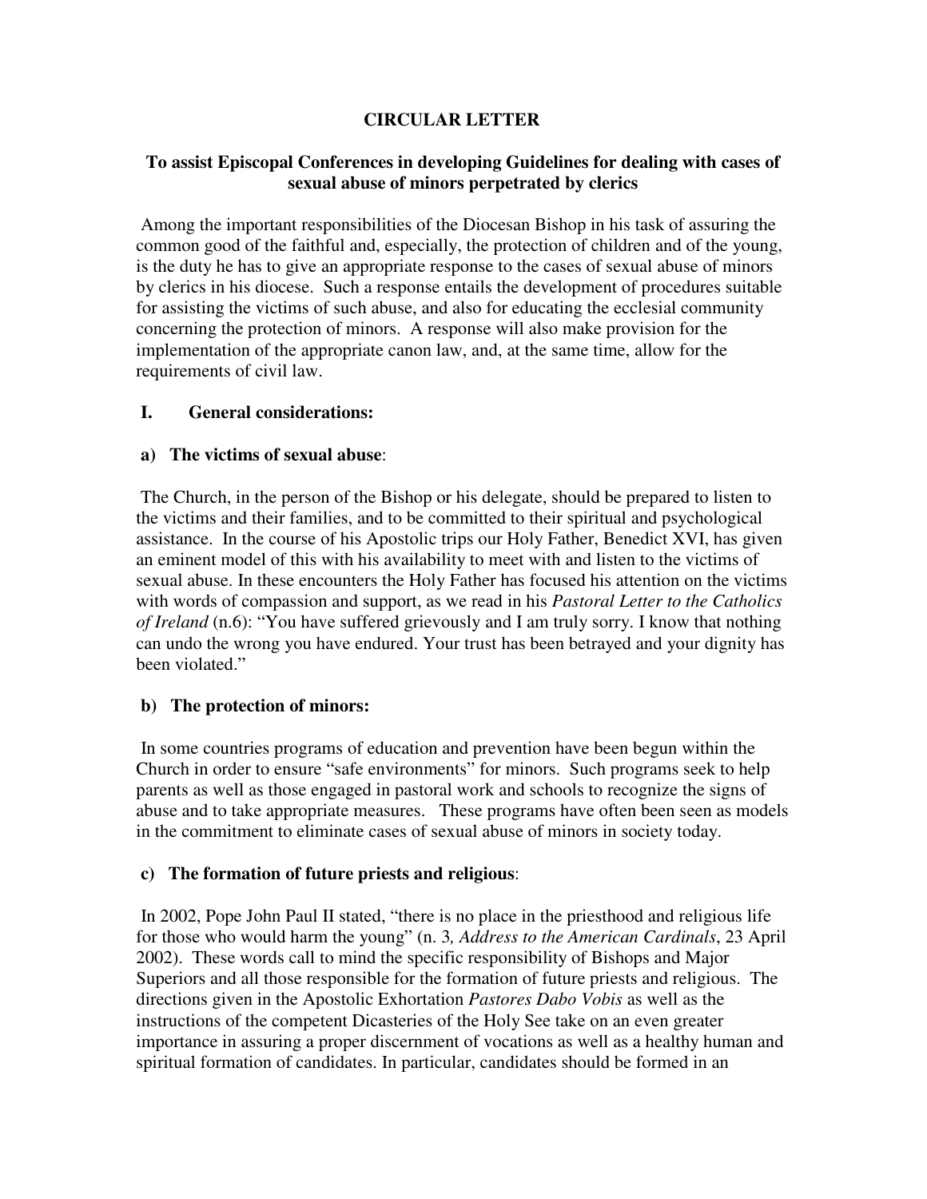# CIRCULAR LETTER

## To assist Episcopal Conferences in developing Guidelines for dealing with cases of sexual abuse of minors perpetrated by clerics

Among the important responsibilities of the Diocesan Bishop in his task of assuring the common good of the faithful and, especially, the protection of children and of the young, is the duty he has to give an appropriate response to the cases of sexual abuse of minors by clerics in his diocese. Such a response entails the development of procedures suitable for assisting the victims of such abuse, and also for educating the ecclesial community concerning the protection of minors. A response will also make provision for the implementation of the appropriate canon law, and, at the same time, allow for the requirements of civil law.

### I. General considerations:

#### a) The victims of sexual abuse:

The Church, in the person of the Bishop or his delegate, should be prepared to listen to the victims and their families, and to be committed to their spiritual and psychological assistance. In the course of his Apostolic trips our Holy Father, Benedict XVI, has given an eminent model of this with his availability to meet with and listen to the victims of sexual abuse. In these encounters the Holy Father has focused his attention on the victims with words of compassion and support, as we read in his *Pastoral Letter to the Catholics of Ireland* (n.6): "You have suffered grievously and I am truly sorry. I know that nothing can undo the wrong you have endured. Your trust has been betrayed and your dignity has been violated."

#### b) The protection of minors:

In some countries programs of education and prevention have been begun within the Church in order to ensure "safe environments" for minors. Such programs seek to help parents as well as those engaged in pastoral work and schools to recognize the signs of abuse and to take appropriate measures. These programs have often been seen as models in the commitment to eliminate cases of sexual abuse of minors in society today.

#### c) The formation of future priests and religious:

In 2002, Pope John Paul II stated, "there is no place in the priesthood and religious life for those who would harm the young" (n. 3*, Address to the American Cardinals*, 23 April 2002). These words call to mind the specific responsibility of Bishops and Major Superiors and all those responsible for the formation of future priests and religious. The directions given in the Apostolic Exhortation *Pastores Dabo Vobis* as well as the instructions of the competent Dicasteries of the Holy See take on an even greater importance in assuring a proper discernment of vocations as well as a healthy human and spiritual formation of candidates. In particular, candidates should be formed in an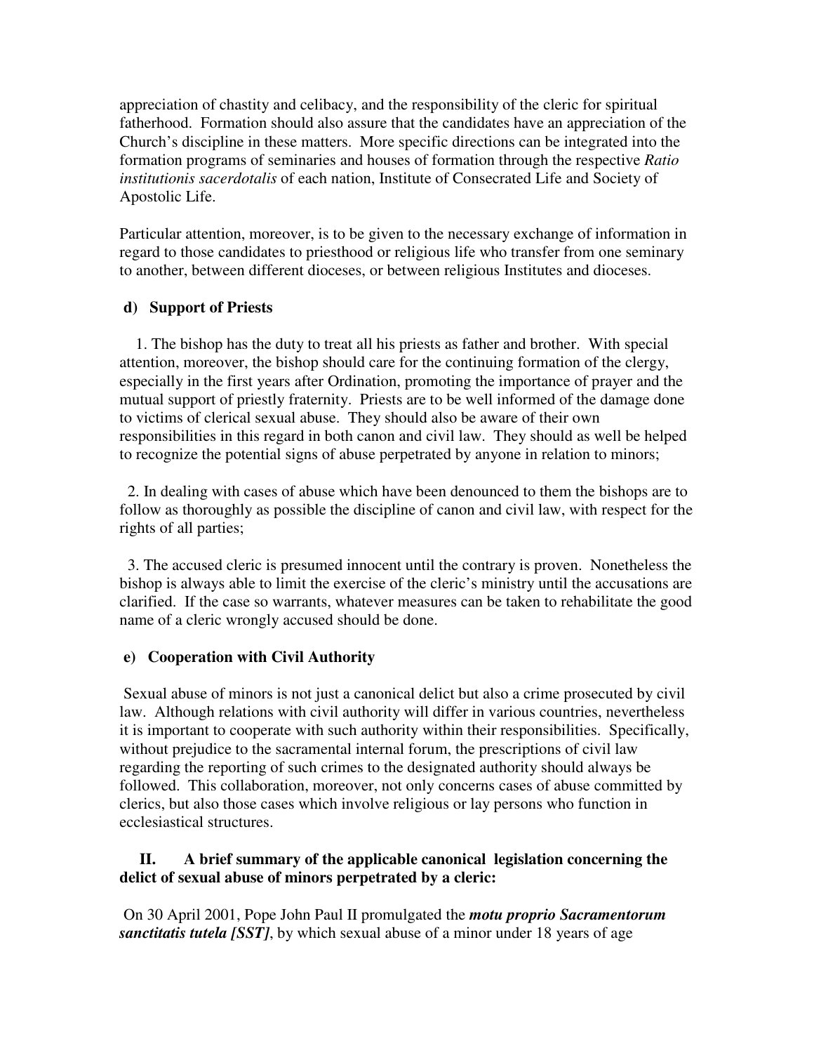appreciation of chastity and celibacy, and the responsibility of the cleric for spiritual fatherhood. Formation should also assure that the candidates have an appreciation of the Church's discipline in these matters. More specific directions can be integrated into the formation programs of seminaries and houses of formation through the respective *Ratio institutionis sacerdotalis* of each nation, Institute of Consecrated Life and Society of Apostolic Life.

Particular attention, moreover, is to be given to the necessary exchange of information in regard to those candidates to priesthood or religious life who transfer from one seminary to another, between different dioceses, or between religious Institutes and dioceses.

### d) Support of Priests

1. The bishop has the duty to treat all his priests as father and brother. With special attention, moreover, the bishop should care for the continuing formation of the clergy, especially in the first years after Ordination, promoting the importance of prayer and the mutual support of priestly fraternity. Priests are to be well informed of the damage done to victims of clerical sexual abuse. They should also be aware of their own responsibilities in this regard in both canon and civil law. They should as well be helped to recognize the potential signs of abuse perpetrated by anyone in relation to minors;

2. In dealing with cases of abuse which have been denounced to them the bishops are to follow as thoroughly as possible the discipline of canon and civil law, with respect for the rights of all parties;

3. The accused cleric is presumed innocent until the contrary is proven. Nonetheless the bishop is always able to limit the exercise of the cleric's ministry until the accusations are clarified. If the case so warrants, whatever measures can be taken to rehabilitate the good name of a cleric wrongly accused should be done.

### e) Cooperation with Civil Authority

Sexual abuse of minors is not just a canonical delict but also a crime prosecuted by civil law. Although relations with civil authority will differ in various countries, nevertheless it is important to cooperate with such authority within their responsibilities. Specifically, without prejudice to the sacramental internal forum, the prescriptions of civil law regarding the reporting of such crimes to the designated authority should always be followed. This collaboration, moreover, not only concerns cases of abuse committed by clerics, but also those cases which involve religious or lay persons who function in ecclesiastical structures.

## II. A brief summary of the applicable canonical legislation concerning the delict of sexual abuse of minors perpetrated by a cleric:

On 30 April 2001, Pope John Paul II promulgated the ***motu proprio Sacramentorum sanctitatis tutela [SST]***, by which sexual abuse of a minor under 18 years of age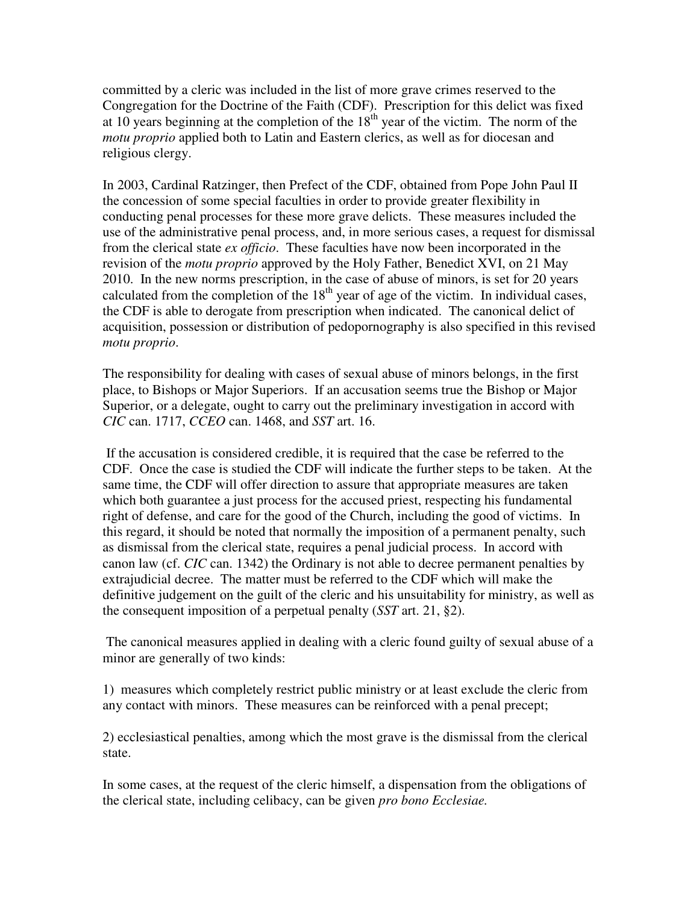committed by a cleric was included in the list of more grave crimes reserved to the Congregation for the Doctrine of the Faith (CDF). Prescription for this delict was fixed at 10 years beginning at the completion of the 18th year of the victim. The norm of the *motu proprio* applied both to Latin and Eastern clerics, as well as for diocesan and religious clergy.

In 2003, Cardinal Ratzinger, then Prefect of the CDF, obtained from Pope John Paul II the concession of some special faculties in order to provide greater flexibility in conducting penal processes for these more grave delicts. These measures included the use of the administrative penal process, and, in more serious cases, a request for dismissal from the clerical state *ex officio*. These faculties have now been incorporated in the revision of the *motu proprio* approved by the Holy Father, Benedict XVI, on 21 May 2010. In the new norms prescription, in the case of abuse of minors, is set for 20 years calculated from the completion of the 18th year of age of the victim. In individual cases, the CDF is able to derogate from prescription when indicated. The canonical delict of acquisition, possession or distribution of pedopornography is also specified in this revised *motu proprio*.

The responsibility for dealing with cases of sexual abuse of minors belongs, in the first place, to Bishops or Major Superiors. If an accusation seems true the Bishop or Major Superior, or a delegate, ought to carry out the preliminary investigation in accord with *CIC* can. 1717, *CCEO* can. 1468, and *SST* art. 16.

If the accusation is considered credible, it is required that the case be referred to the CDF. Once the case is studied the CDF will indicate the further steps to be taken. At the same time, the CDF will offer direction to assure that appropriate measures are taken which both guarantee a just process for the accused priest, respecting his fundamental right of defense, and care for the good of the Church, including the good of victims. In this regard, it should be noted that normally the imposition of a permanent penalty, such as dismissal from the clerical state, requires a penal judicial process. In accord with canon law (cf. *CIC* can. 1342) the Ordinary is not able to decree permanent penalties by extrajudicial decree. The matter must be referred to the CDF which will make the definitive judgement on the guilt of the cleric and his unsuitability for ministry, as well as the consequent imposition of a perpetual penalty (*SST* art. 21, §2).

The canonical measures applied in dealing with a cleric found guilty of sexual abuse of a minor are generally of two kinds:

1) measures which completely restrict public ministry or at least exclude the cleric from any contact with minors. These measures can be reinforced with a penal precept;

2) ecclesiastical penalties, among which the most grave is the dismissal from the clerical state.

In some cases, at the request of the cleric himself, a dispensation from the obligations of the clerical state, including celibacy, can be given *pro bono Ecclesiae.*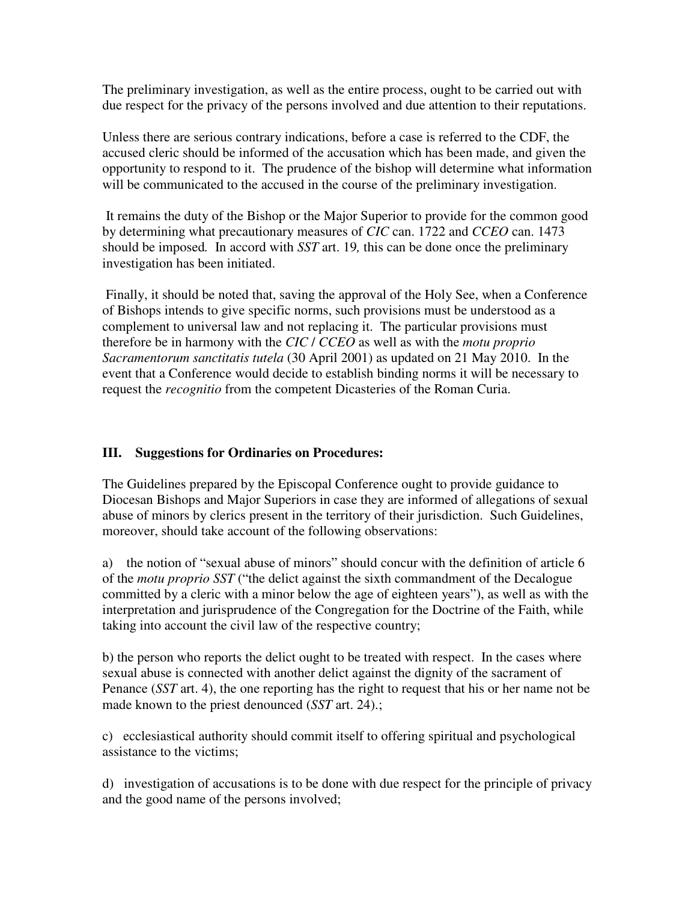The preliminary investigation, as well as the entire process, ought to be carried out with due respect for the privacy of the persons involved and due attention to their reputations.

Unless there are serious contrary indications, before a case is referred to the CDF, the accused cleric should be informed of the accusation which has been made, and given the opportunity to respond to it. The prudence of the bishop will determine what information will be communicated to the accused in the course of the preliminary investigation.

It remains the duty of the Bishop or the Major Superior to provide for the common good by determining what precautionary measures of *CIC* can. 1722 and *CCEO* can. 1473 should be imposed. In accord with *SST* art. 19, this can be done once the preliminary investigation has been initiated.

Finally, it should be noted that, saving the approval of the Holy See, when a Conference of Bishops intends to give specific norms, such provisions must be understood as a complement to universal law and not replacing it. The particular provisions must therefore be in harmony with the *CIC* / *CCEO* as well as with the *motu proprio Sacramentorum sanctitatis tutela* (30 April 2001) as updated on 21 May 2010. In the event that a Conference would decide to establish binding norms it will be necessary to request the *recognitio* from the competent Dicasteries of the Roman Curia.

### III. Suggestions for Ordinaries on Procedures:

The Guidelines prepared by the Episcopal Conference ought to provide guidance to Diocesan Bishops and Major Superiors in case they are informed of allegations of sexual abuse of minors by clerics present in the territory of their jurisdiction. Such Guidelines, moreover, should take account of the following observations:

a) the notion of "sexual abuse of minors" should concur with the definition of article 6 of the *motu proprio SST* ("the delict against the sixth commandment of the Decalogue committed by a cleric with a minor below the age of eighteen years"), as well as with the interpretation and jurisprudence of the Congregation for the Doctrine of the Faith, while taking into account the civil law of the respective country;

b) the person who reports the delict ought to be treated with respect. In the cases where sexual abuse is connected with another delict against the dignity of the sacrament of Penance (*SST* art. 4), the one reporting has the right to request that his or her name not be made known to the priest denounced (*SST* art. 24).;

c) ecclesiastical authority should commit itself to offering spiritual and psychological assistance to the victims;

d) investigation of accusations is to be done with due respect for the principle of privacy and the good name of the persons involved;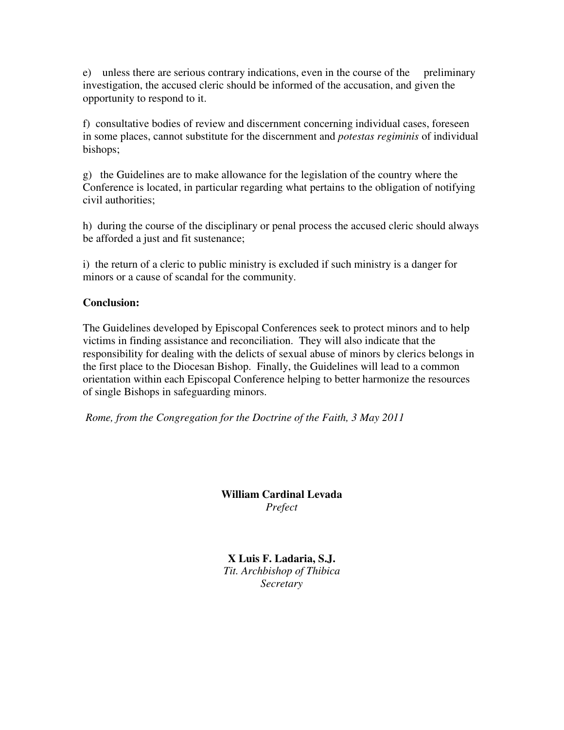e) unless there are serious contrary indications, even in the course of the preliminary investigation, the accused cleric should be informed of the accusation, and given the opportunity to respond to it.

f) consultative bodies of review and discernment concerning individual cases, foreseen in some places, cannot substitute for the discernment and *potestas regiminis* of individual bishops;

g) the Guidelines are to make allowance for the legislation of the country where the Conference is located, in particular regarding what pertains to the obligation of notifying civil authorities;

h) during the course of the disciplinary or penal process the accused cleric should always be afforded a just and fit sustenance;

i) the return of a cleric to public ministry is excluded if such ministry is a danger for minors or a cause of scandal for the community.

**Conclusion:**

The Guidelines developed by Episcopal Conferences seek to protect minors and to help victims in finding assistance and reconciliation. They will also indicate that the responsibility for dealing with the delicts of sexual abuse of minors by clerics belongs in the first place to the Diocesan Bishop. Finally, the Guidelines will lead to a common orientation within each Episcopal Conference helping to better harmonize the resources of single Bishops in safeguarding minors.

*Rome, from the Congregation for the Doctrine of the Faith, 3 May 2011*

**William Cardinal Levada**
*Prefect*

**X Luis F. Ladaria, S.J.**
*Tit. Archbishop of Thibica*
*Secretary*